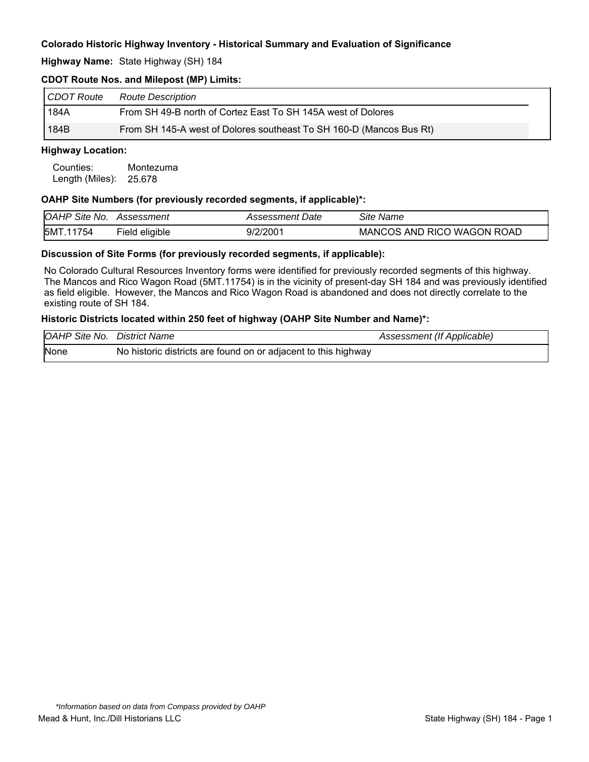**Colorado Historic Highway Inventory - Historical Summary and Evaluation of Significance**

**Highway Name:** State Highway (SH) 184

**CDOT Route Nos. and Milepost (MP) Limits:**

| *CDOT Route* | *Route Description* |
|---|---|
| 184A | From SH 49-B north of Cortez East To SH 145A west of Dolores |
| 184B | From SH 145-A west of Dolores southeast To SH 160-D (Mancos Bus Rt) |

**Highway Location:**

Counties: Montezuma
Length (Miles): 25.678

**OAHP Site Numbers (for previously recorded segments, if applicable)*:**

| *OAHP Site No.* | *Assessment* | *Assessment Date* | *Site Name* |
|---|---|---|---|
| 5MT.11754 | Field eligible | 9/2/2001 | MANCOS AND RICO WAGON ROAD |

**Discussion of Site Forms (for previously recorded segments, if applicable):**

No Colorado Cultural Resources Inventory forms were identified for previously recorded segments of this highway. The Mancos and Rico Wagon Road (5MT.11754) is in the vicinity of present-day SH 184 and was previously identified as field eligible. However, the Mancos and Rico Wagon Road is abandoned and does not directly correlate to the existing route of SH 184.

**Historic Districts located within 250 feet of highway (OAHP Site Number and Name)*:**

| *OAHP Site No.* | *District Name* | *Assessment (If Applicable)* |
|---|---|---|
| None | No historic districts are found on or adjacent to this highway | |

*\*Information based on data from Compass provided by OAHP*

Mead & Hunt, Inc./Dill Historians LLC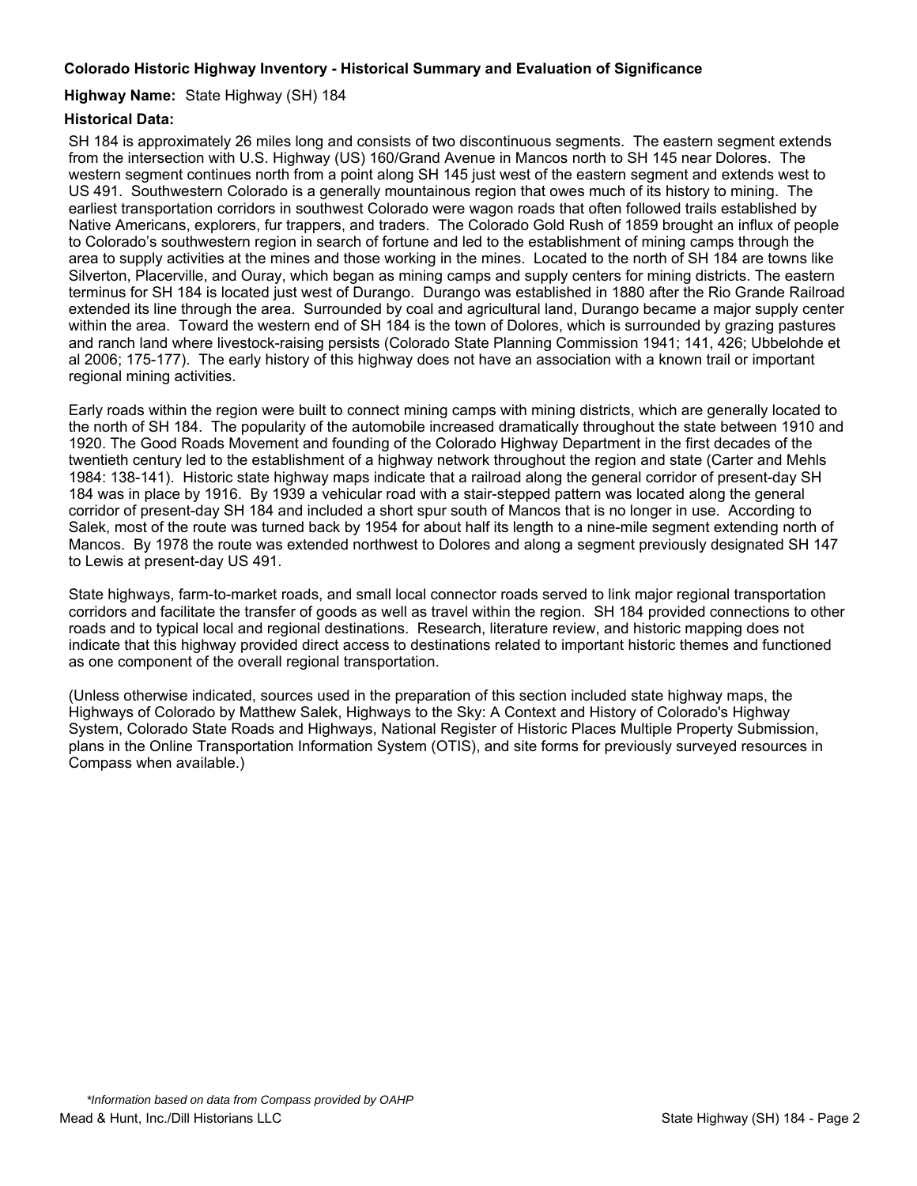**Colorado Historic Highway Inventory - Historical Summary and Evaluation of Significance**

**Highway Name:** State Highway (SH) 184

**Historical Data:**

SH 184 is approximately 26 miles long and consists of two discontinuous segments. The eastern segment extends from the intersection with U.S. Highway (US) 160/Grand Avenue in Mancos north to SH 145 near Dolores. The western segment continues north from a point along SH 145 just west of the eastern segment and extends west to US 491. Southwestern Colorado is a generally mountainous region that owes much of its history to mining. The earliest transportation corridors in southwest Colorado were wagon roads that often followed trails established by Native Americans, explorers, fur trappers, and traders. The Colorado Gold Rush of 1859 brought an influx of people to Colorado's southwestern region in search of fortune and led to the establishment of mining camps through the area to supply activities at the mines and those working in the mines. Located to the north of SH 184 are towns like Silverton, Placerville, and Ouray, which began as mining camps and supply centers for mining districts. The eastern terminus for SH 184 is located just west of Durango. Durango was established in 1880 after the Rio Grande Railroad extended its line through the area. Surrounded by coal and agricultural land, Durango became a major supply center within the area. Toward the western end of SH 184 is the town of Dolores, which is surrounded by grazing pastures and ranch land where livestock-raising persists (Colorado State Planning Commission 1941; 141, 426; Ubbelohde et al 2006; 175-177). The early history of this highway does not have an association with a known trail or important regional mining activities.

Early roads within the region were built to connect mining camps with mining districts, which are generally located to the north of SH 184. The popularity of the automobile increased dramatically throughout the state between 1910 and 1920. The Good Roads Movement and founding of the Colorado Highway Department in the first decades of the twentieth century led to the establishment of a highway network throughout the region and state (Carter and Mehls 1984: 138-141). Historic state highway maps indicate that a railroad along the general corridor of present-day SH 184 was in place by 1916. By 1939 a vehicular road with a stair-stepped pattern was located along the general corridor of present-day SH 184 and included a short spur south of Mancos that is no longer in use. According to Salek, most of the route was turned back by 1954 for about half its length to a nine-mile segment extending north of Mancos. By 1978 the route was extended northwest to Dolores and along a segment previously designated SH 147 to Lewis at present-day US 491.

State highways, farm-to-market roads, and small local connector roads served to link major regional transportation corridors and facilitate the transfer of goods as well as travel within the region. SH 184 provided connections to other roads and to typical local and regional destinations. Research, literature review, and historic mapping does not indicate that this highway provided direct access to destinations related to important historic themes and functioned as one component of the overall regional transportation.

(Unless otherwise indicated, sources used in the preparation of this section included state highway maps, the Highways of Colorado by Matthew Salek, Highways to the Sky: A Context and History of Colorado's Highway System, Colorado State Roads and Highways, National Register of Historic Places Multiple Property Submission, plans in the Online Transportation Information System (OTIS), and site forms for previously surveyed resources in Compass when available.)

*\*Information based on data from Compass provided by OAHP*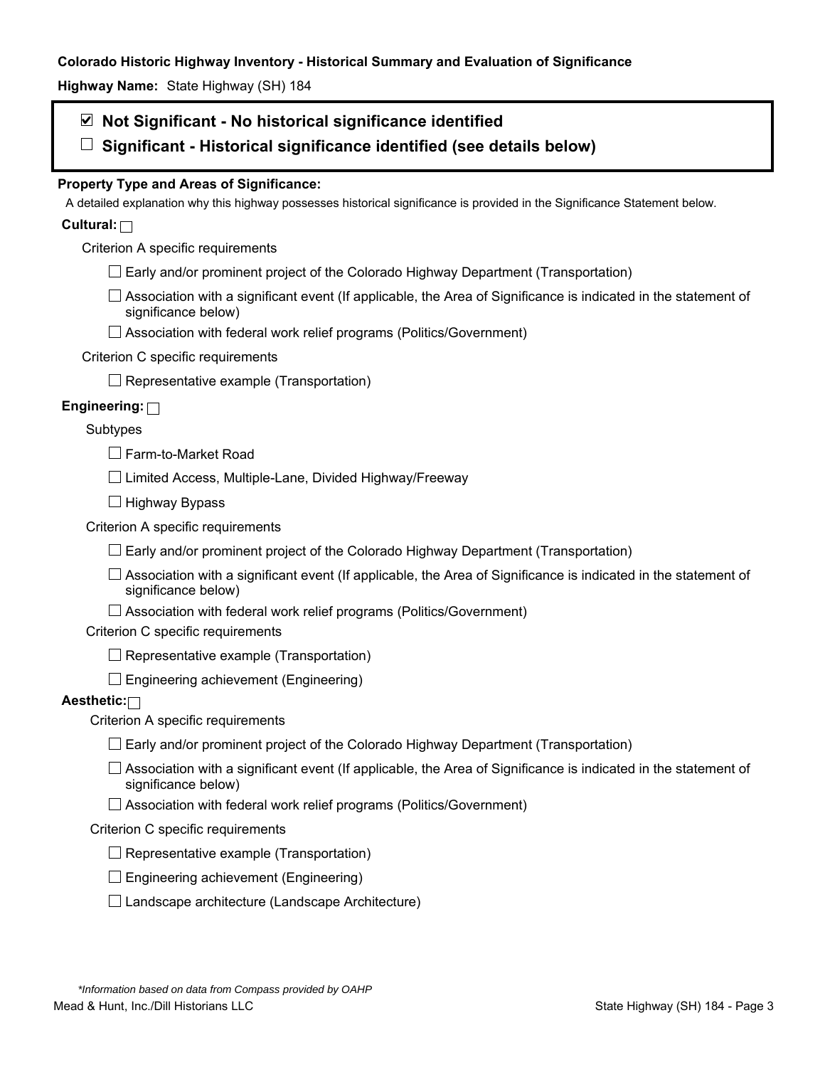**Colorado Historic Highway Inventory - Historical Summary and Evaluation of Significance**

**Highway Name:** State Highway (SH) 184

☑ **Not Significant - No historical significance identified**

☐ **Significant - Historical significance identified (see details below)**

**Property Type and Areas of Significance:**

A detailed explanation why this highway possesses historical significance is provided in the Significance Statement below.

**Cultural:** ☐

Criterion A specific requirements

- ☐ Early and/or prominent project of the Colorado Highway Department (Transportation)
- ☐ Association with a significant event (If applicable, the Area of Significance is indicated in the statement of significance below)
- ☐ Association with federal work relief programs (Politics/Government)

Criterion C specific requirements

- ☐ Representative example (Transportation)

**Engineering:** ☐

Subtypes

- ☐ Farm-to-Market Road
- ☐ Limited Access, Multiple-Lane, Divided Highway/Freeway
- ☐ Highway Bypass

Criterion A specific requirements

- ☐ Early and/or prominent project of the Colorado Highway Department (Transportation)
- ☐ Association with a significant event (If applicable, the Area of Significance is indicated in the statement of significance below)
- ☐ Association with federal work relief programs (Politics/Government)

Criterion C specific requirements

- ☐ Representative example (Transportation)
- ☐ Engineering achievement (Engineering)

**Aesthetic:** ☐

Criterion A specific requirements

- ☐ Early and/or prominent project of the Colorado Highway Department (Transportation)
- ☐ Association with a significant event (If applicable, the Area of Significance is indicated in the statement of significance below)
- ☐ Association with federal work relief programs (Politics/Government)

Criterion C specific requirements

- ☐ Representative example (Transportation)
- ☐ Engineering achievement (Engineering)
- ☐ Landscape architecture (Landscape Architecture)

*\*Information based on data from Compass provided by OAHP*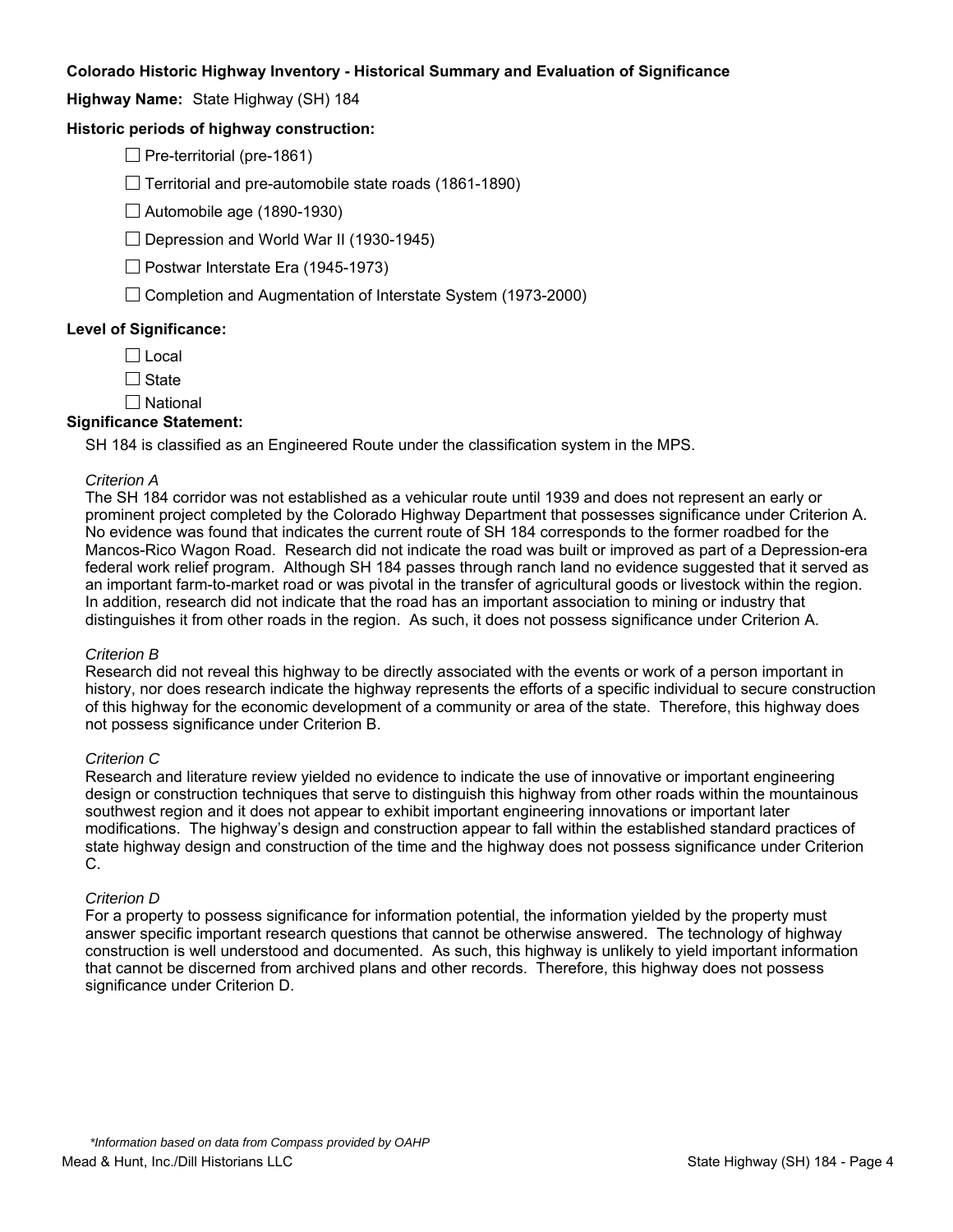**Colorado Historic Highway Inventory - Historical Summary and Evaluation of Significance**

**Highway Name:** State Highway (SH) 184

**Historic periods of highway construction:**

- ☐ Pre-territorial (pre-1861)
- ☐ Territorial and pre-automobile state roads (1861-1890)
- ☐ Automobile age (1890-1930)
- ☐ Depression and World War II (1930-1945)
- ☐ Postwar Interstate Era (1945-1973)
- ☐ Completion and Augmentation of Interstate System (1973-2000)

**Level of Significance:**

- ☐ Local
- ☐ State
- ☐ National

**Significance Statement:**

SH 184 is classified as an Engineered Route under the classification system in the MPS.

*Criterion A*

The SH 184 corridor was not established as a vehicular route until 1939 and does not represent an early or prominent project completed by the Colorado Highway Department that possesses significance under Criterion A. No evidence was found that indicates the current route of SH 184 corresponds to the former roadbed for the Mancos-Rico Wagon Road. Research did not indicate the road was built or improved as part of a Depression-era federal work relief program. Although SH 184 passes through ranch land no evidence suggested that it served as an important farm-to-market road or was pivotal in the transfer of agricultural goods or livestock within the region. In addition, research did not indicate that the road has an important association to mining or industry that distinguishes it from other roads in the region. As such, it does not possess significance under Criterion A.

*Criterion B*

Research did not reveal this highway to be directly associated with the events or work of a person important in history, nor does research indicate the highway represents the efforts of a specific individual to secure construction of this highway for the economic development of a community or area of the state. Therefore, this highway does not possess significance under Criterion B.

*Criterion C*

Research and literature review yielded no evidence to indicate the use of innovative or important engineering design or construction techniques that serve to distinguish this highway from other roads within the mountainous southwest region and it does not appear to exhibit important engineering innovations or important later modifications. The highway's design and construction appear to fall within the established standard practices of state highway design and construction of the time and the highway does not possess significance under Criterion C.

*Criterion D*

For a property to possess significance for information potential, the information yielded by the property must answer specific important research questions that cannot be otherwise answered. The technology of highway construction is well understood and documented. As such, this highway is unlikely to yield important information that cannot be discerned from archived plans and other records. Therefore, this highway does not possess significance under Criterion D.

*\*Information based on data from Compass provided by OAHP*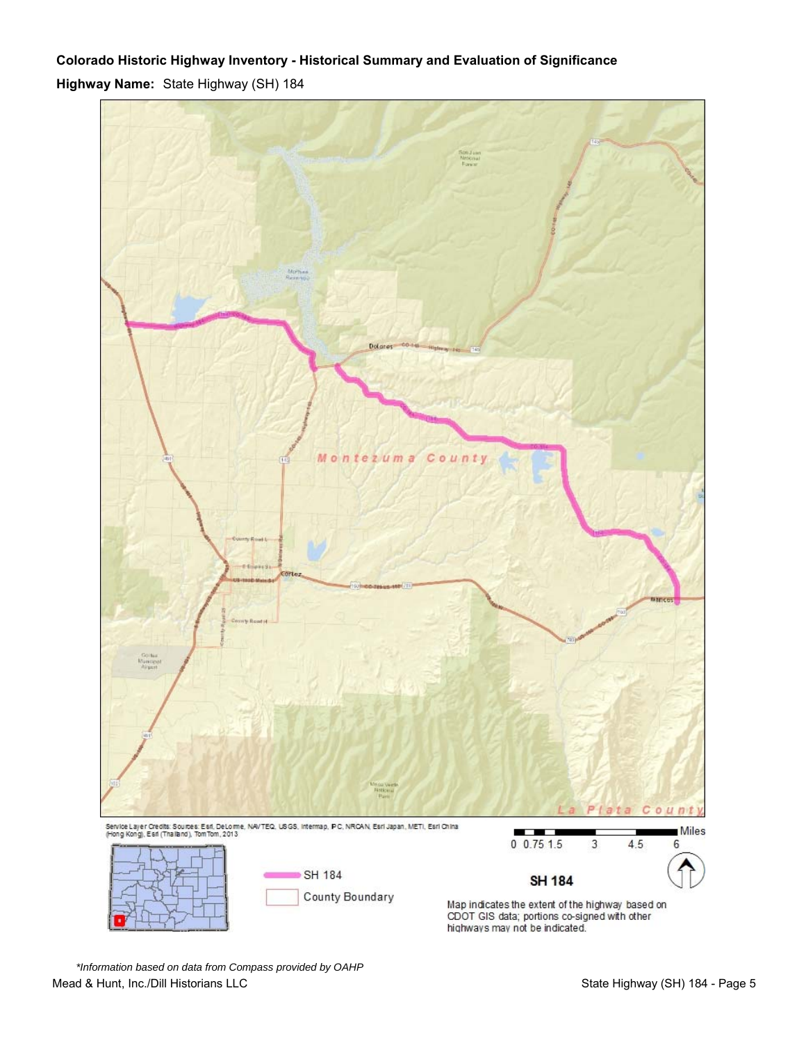**Colorado Historic Highway Inventory - Historical Summary and Evaluation of Significance**

**Highway Name:** State Highway (SH) 184

Montezuma County

La Plata County

Dolores

Cortez

Mancos

Service Layer Credits: Sources: Esri, DeLorme, NAVTEQ, USGS, Intermap, iPC, NRCAN, Esri Japan, METI, Esri China (Hong Kong), Esri (Thailand), TomTom, 2013

0 0.75 1.5 3 4.5 6 Miles

SH 184

County Boundary

**SH 184**

Map indicates the extent of the highway based on CDOT GIS data; portions co-signed with other highways may not be indicated.

*\*Information based on data from Compass provided by OAHP*